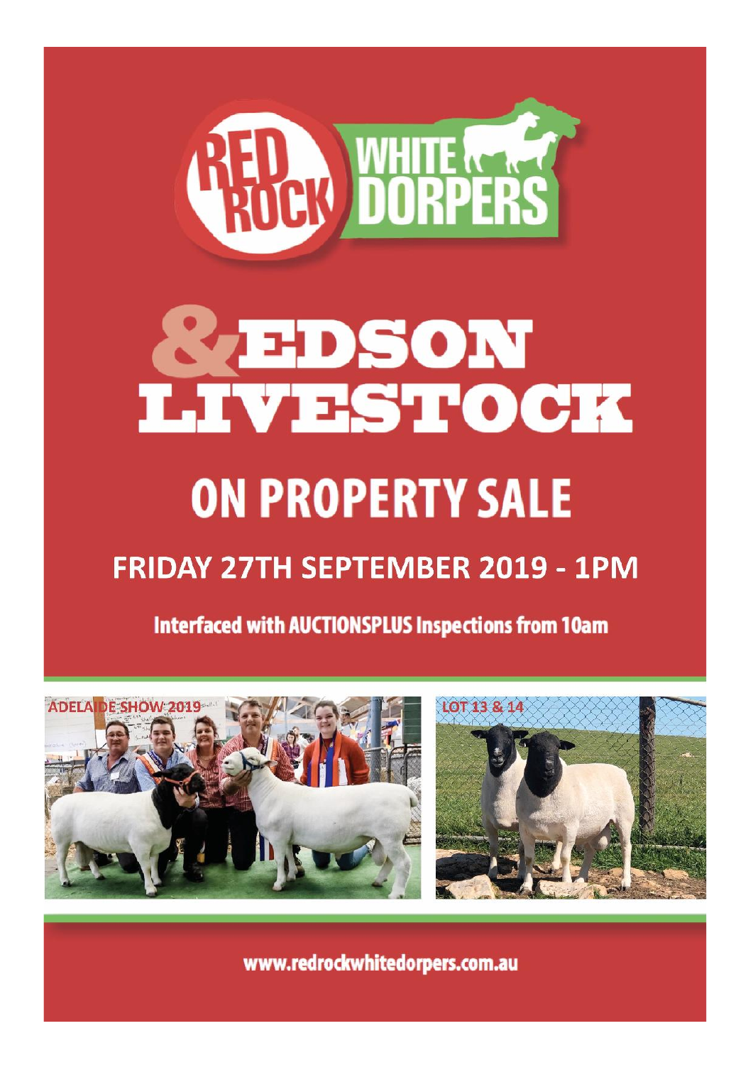# RED ROCK WHITE DORPERS

# & EDSON LIVESTOCK

## ON PROPERTY SALE

### FRIDAY 27TH SEPTEMBER 2019 - 1PM

**Interfaced with AUCTIONSPLUS Inspections from 10am**

ADELAIDE SHOW 2019

LOT 13 & 14

www.redrockwhitedorpers.com.au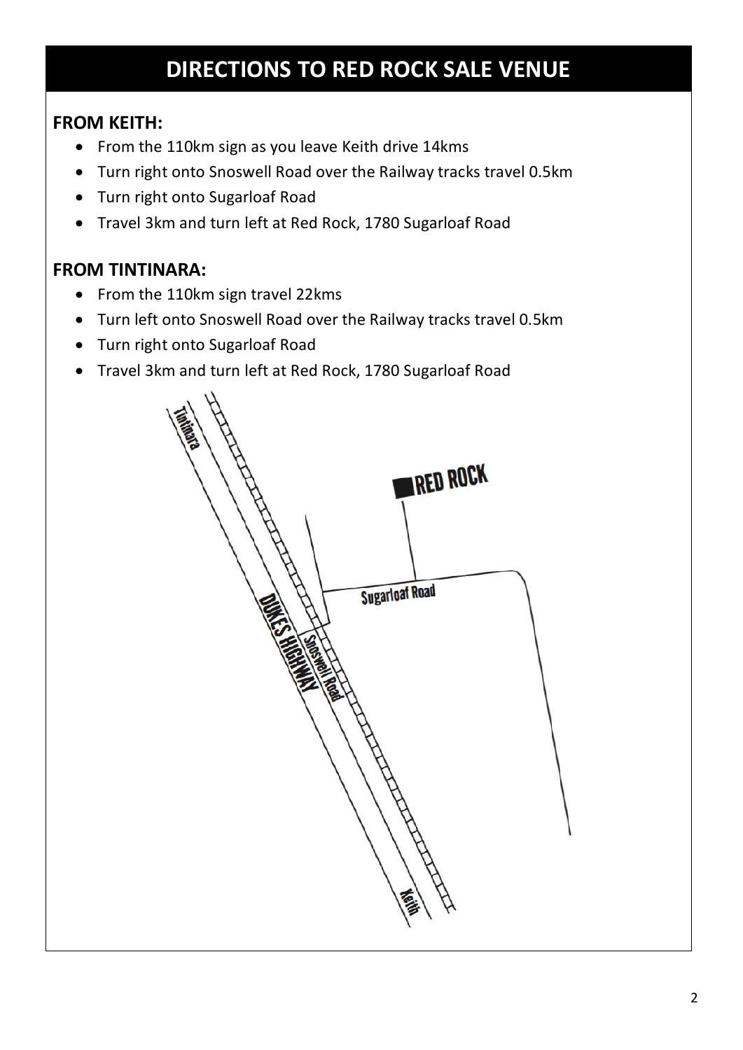# DIRECTIONS TO RED ROCK SALE VENUE

## FROM KEITH:

- From the 110km sign as you leave Keith drive 14kms
- Turn right onto Snoswell Road over the Railway tracks travel 0.5km
- Turn right onto Sugarloaf Road
- Travel 3km and turn left at Red Rock, 1780 Sugarloaf Road

## FROM TINTINARA:

- From the 110km sign travel 22kms
- Turn left onto Snoswell Road over the Railway tracks travel 0.5km
- Turn right onto Sugarloaf Road
- Travel 3km and turn left at Red Rock, 1780 Sugarloaf Road

Tintinara

RED ROCK

Sugarloaf Road

DUKES HIGHWAY

Snoswell Road

Keith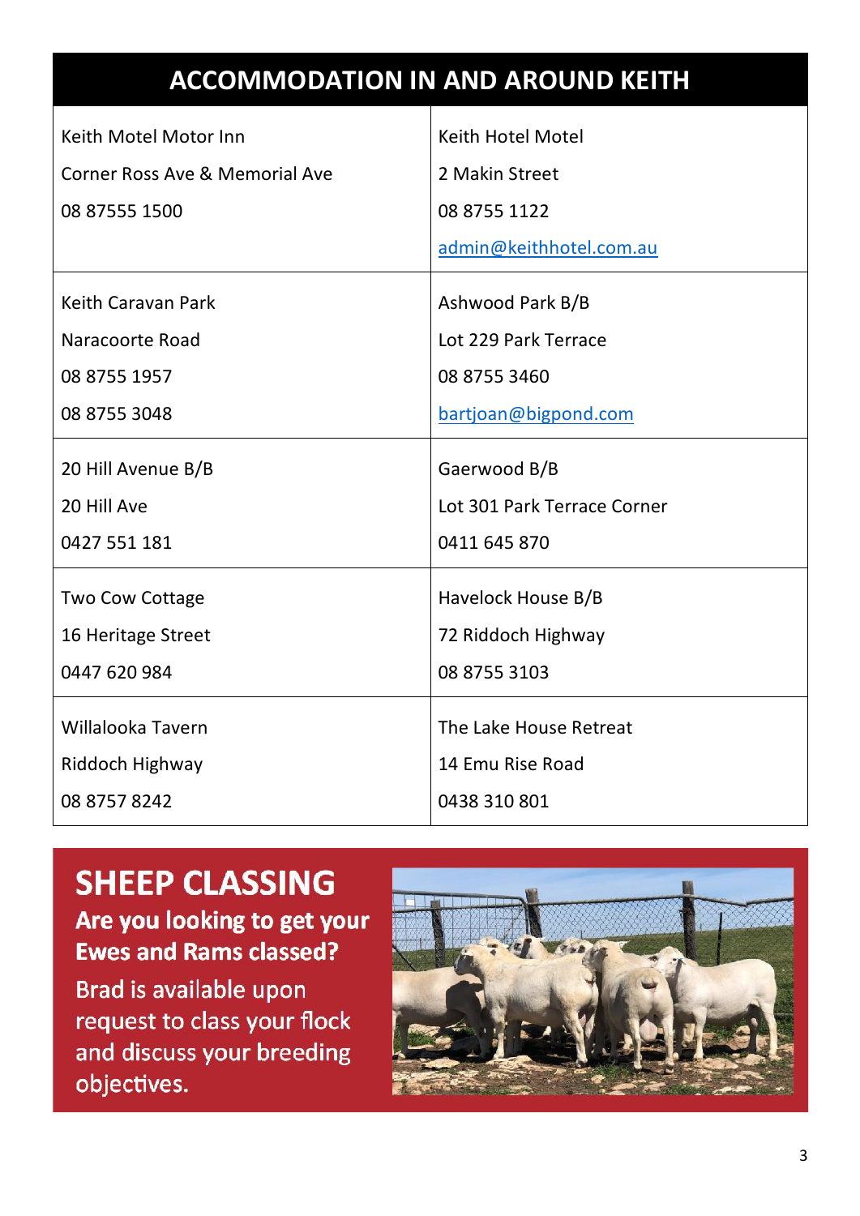# ACCOMMODATION IN AND AROUND KEITH

| | |
|---|---|
| Keith Motel Motor Inn<br>Corner Ross Ave & Memorial Ave<br>08 87555 1500 | Keith Hotel Motel<br>2 Makin Street<br>08 8755 1122<br>admin@keithhotel.com.au |
| Keith Caravan Park<br>Naracoorte Road<br>08 8755 1957<br>08 8755 3048 | Ashwood Park B/B<br>Lot 229 Park Terrace<br>08 8755 3460<br>bartjoan@bigpond.com |
| 20 Hill Avenue B/B<br>20 Hill Ave<br>0427 551 181 | Gaerwood B/B<br>Lot 301 Park Terrace Corner<br>0411 645 870 |
| Two Cow Cottage<br>16 Heritage Street<br>0447 620 984 | Havelock House B/B<br>72 Riddoch Highway<br>08 8755 3103 |
| Willalooka Tavern<br>Riddoch Highway<br>08 8757 8242 | The Lake House Retreat<br>14 Emu Rise Road<br>0438 310 801 |

## SHEEP CLASSING

**Are you looking to get your Ewes and Rams classed?**

Brad is available upon request to class your flock and discuss your breeding objectives.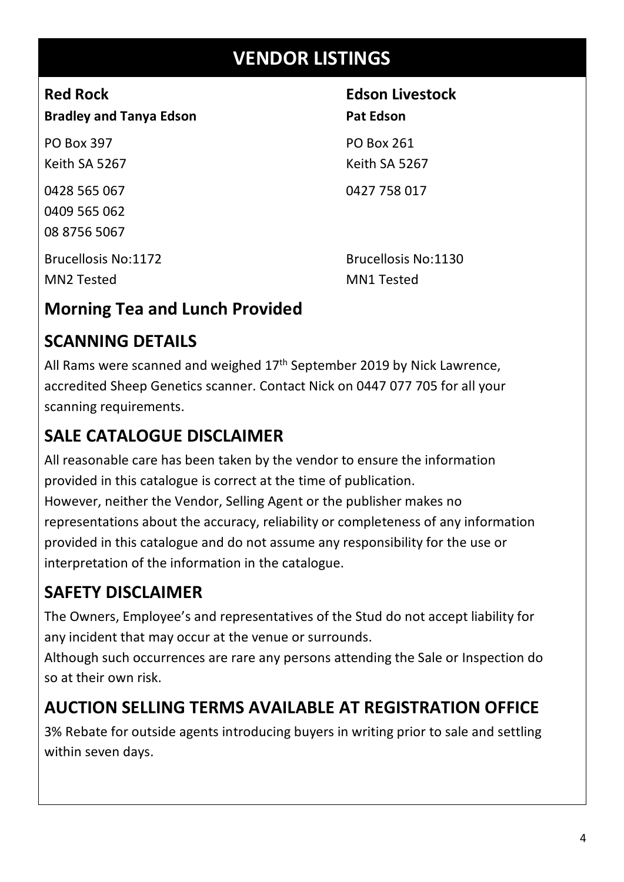# VENDOR LISTINGS

**Red Rock**

**Bradley and Tanya Edson**

PO Box 397
Keith SA 5267

0428 565 067
0409 565 062
08 8756 5067

Brucellosis No:1172
MN2 Tested

**Edson Livestock**

**Pat Edson**

PO Box 261
Keith SA 5267

0427 758 017

Brucellosis No:1130
MN1 Tested

## Morning Tea and Lunch Provided

## SCANNING DETAILS

All Rams were scanned and weighed 17th September 2019 by Nick Lawrence, accredited Sheep Genetics scanner. Contact Nick on 0447 077 705 for all your scanning requirements.

## SALE CATALOGUE DISCLAIMER

All reasonable care has been taken by the vendor to ensure the information provided in this catalogue is correct at the time of publication.
However, neither the Vendor, Selling Agent or the publisher makes no representations about the accuracy, reliability or completeness of any information provided in this catalogue and do not assume any responsibility for the use or interpretation of the information in the catalogue.

## SAFETY DISCLAIMER

The Owners, Employee's and representatives of the Stud do not accept liability for any incident that may occur at the venue or surrounds.
Although such occurrences are rare any persons attending the Sale or Inspection do so at their own risk.

## AUCTION SELLING TERMS AVAILABLE AT REGISTRATION OFFICE

3% Rebate for outside agents introducing buyers in writing prior to sale and settling within seven days.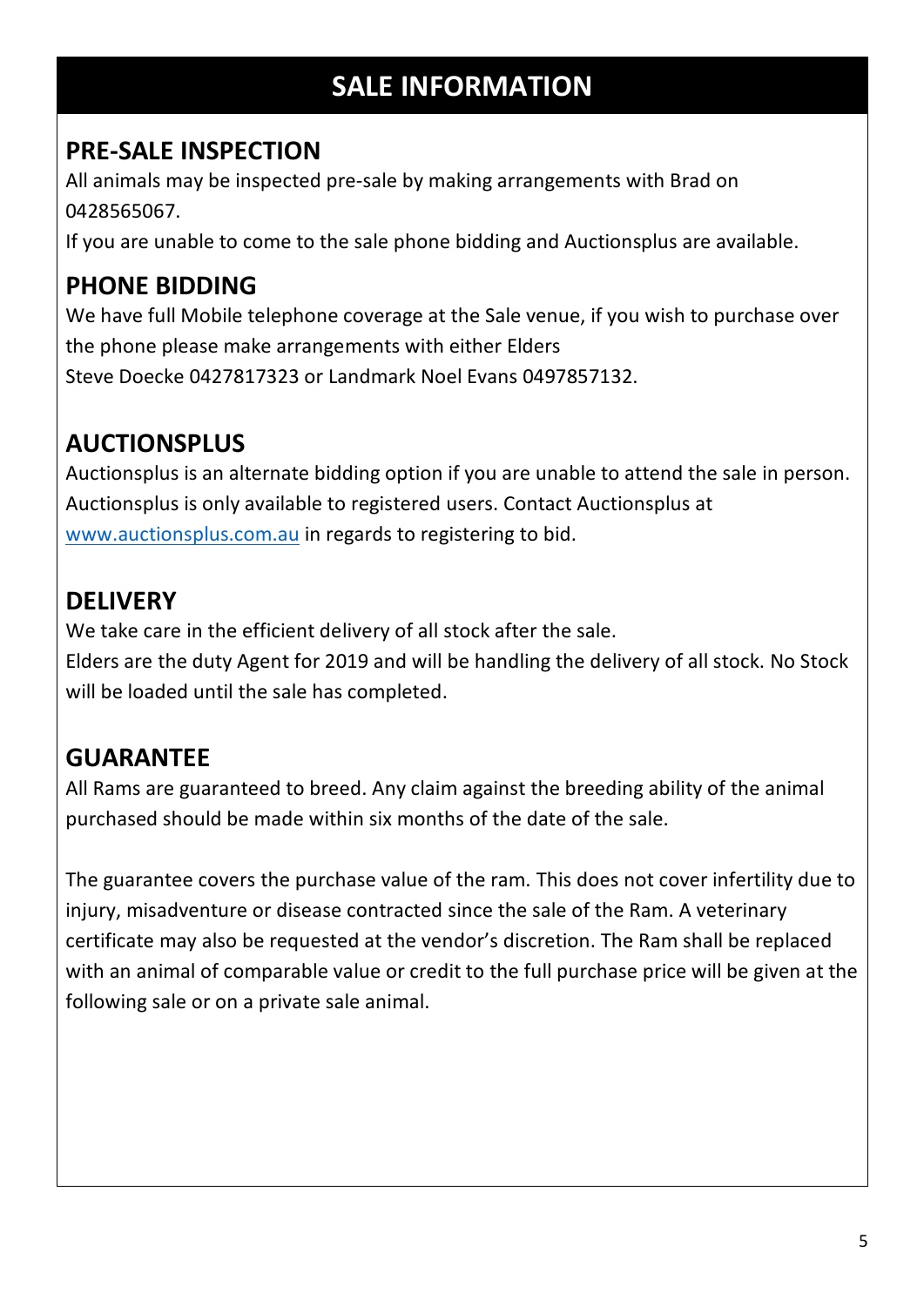# SALE INFORMATION

## PRE-SALE INSPECTION

All animals may be inspected pre-sale by making arrangements with Brad on 0428565067.

If you are unable to come to the sale phone bidding and Auctionsplus are available.

## PHONE BIDDING

We have full Mobile telephone coverage at the Sale venue, if you wish to purchase over the phone please make arrangements with either Elders Steve Doecke 0427817323 or Landmark Noel Evans 0497857132.

## AUCTIONSPLUS

Auctionsplus is an alternate bidding option if you are unable to attend the sale in person. Auctionsplus is only available to registered users. Contact Auctionsplus at www.auctionsplus.com.au in regards to registering to bid.

## DELIVERY

We take care in the efficient delivery of all stock after the sale.

Elders are the duty Agent for 2019 and will be handling the delivery of all stock. No Stock will be loaded until the sale has completed.

## GUARANTEE

All Rams are guaranteed to breed. Any claim against the breeding ability of the animal purchased should be made within six months of the date of the sale.

The guarantee covers the purchase value of the ram. This does not cover infertility due to injury, misadventure or disease contracted since the sale of the Ram. A veterinary certificate may also be requested at the vendor's discretion. The Ram shall be replaced with an animal of comparable value or credit to the full purchase price will be given at the following sale or on a private sale animal.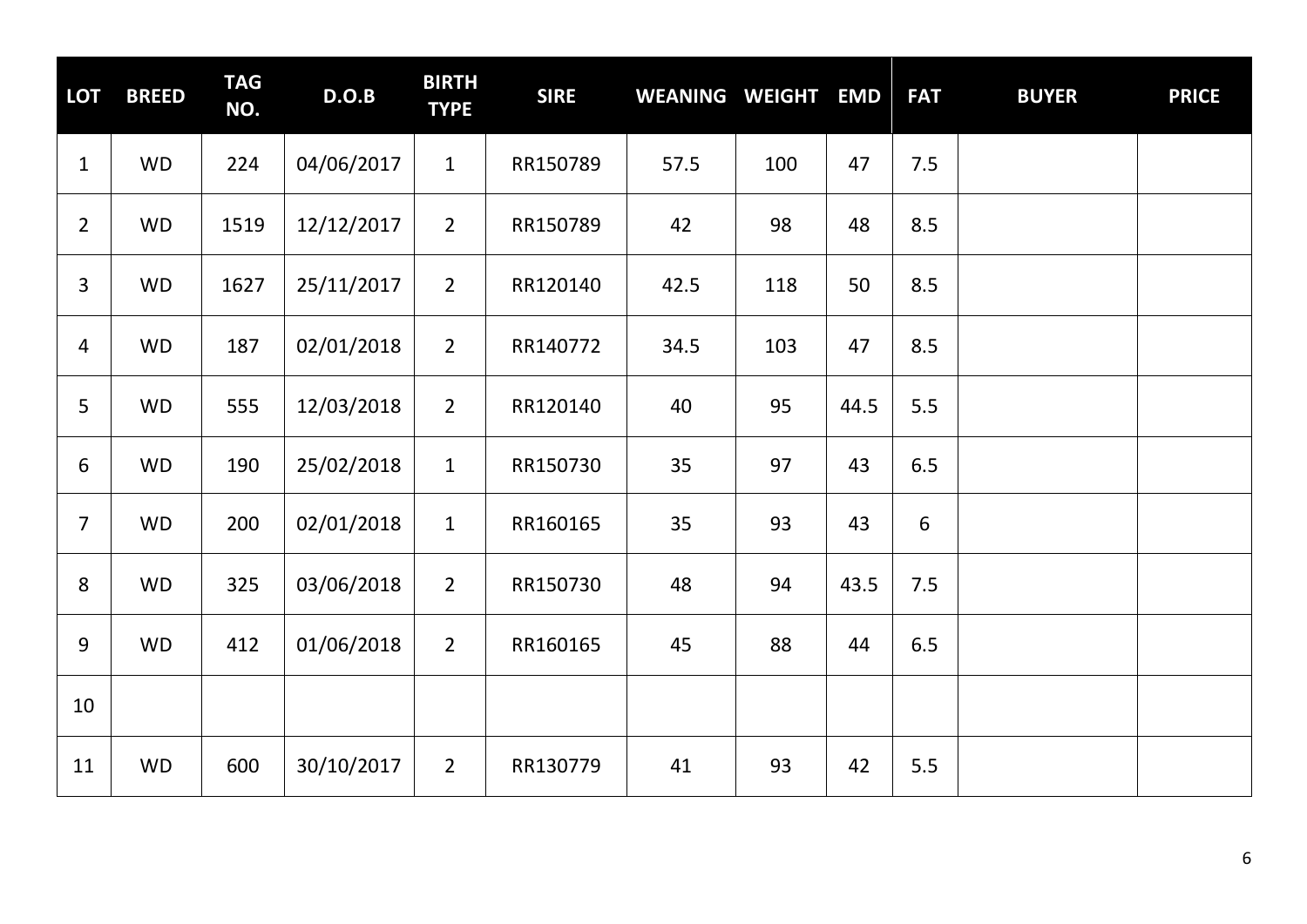| LOT | BREED | TAG NO. | D.O.B | BIRTH TYPE | SIRE | WEANING | WEIGHT | EMD | FAT | BUYER | PRICE |
|---|---|---|---|---|---|---|---|---|---|---|---|
| 1 | WD | 224 | 04/06/2017 | 1 | RR150789 | 57.5 | 100 | 47 | 7.5 | | |
| 2 | WD | 1519 | 12/12/2017 | 2 | RR150789 | 42 | 98 | 48 | 8.5 | | |
| 3 | WD | 1627 | 25/11/2017 | 2 | RR120140 | 42.5 | 118 | 50 | 8.5 | | |
| 4 | WD | 187 | 02/01/2018 | 2 | RR140772 | 34.5 | 103 | 47 | 8.5 | | |
| 5 | WD | 555 | 12/03/2018 | 2 | RR120140 | 40 | 95 | 44.5 | 5.5 | | |
| 6 | WD | 190 | 25/02/2018 | 1 | RR150730 | 35 | 97 | 43 | 6.5 | | |
| 7 | WD | 200 | 02/01/2018 | 1 | RR160165 | 35 | 93 | 43 | 6 | | |
| 8 | WD | 325 | 03/06/2018 | 2 | RR150730 | 48 | 94 | 43.5 | 7.5 | | |
| 9 | WD | 412 | 01/06/2018 | 2 | RR160165 | 45 | 88 | 44 | 6.5 | | |
| 10 | | | | | | | | | | | |
| 11 | WD | 600 | 30/10/2017 | 2 | RR130779 | 41 | 93 | 42 | 5.5 | | |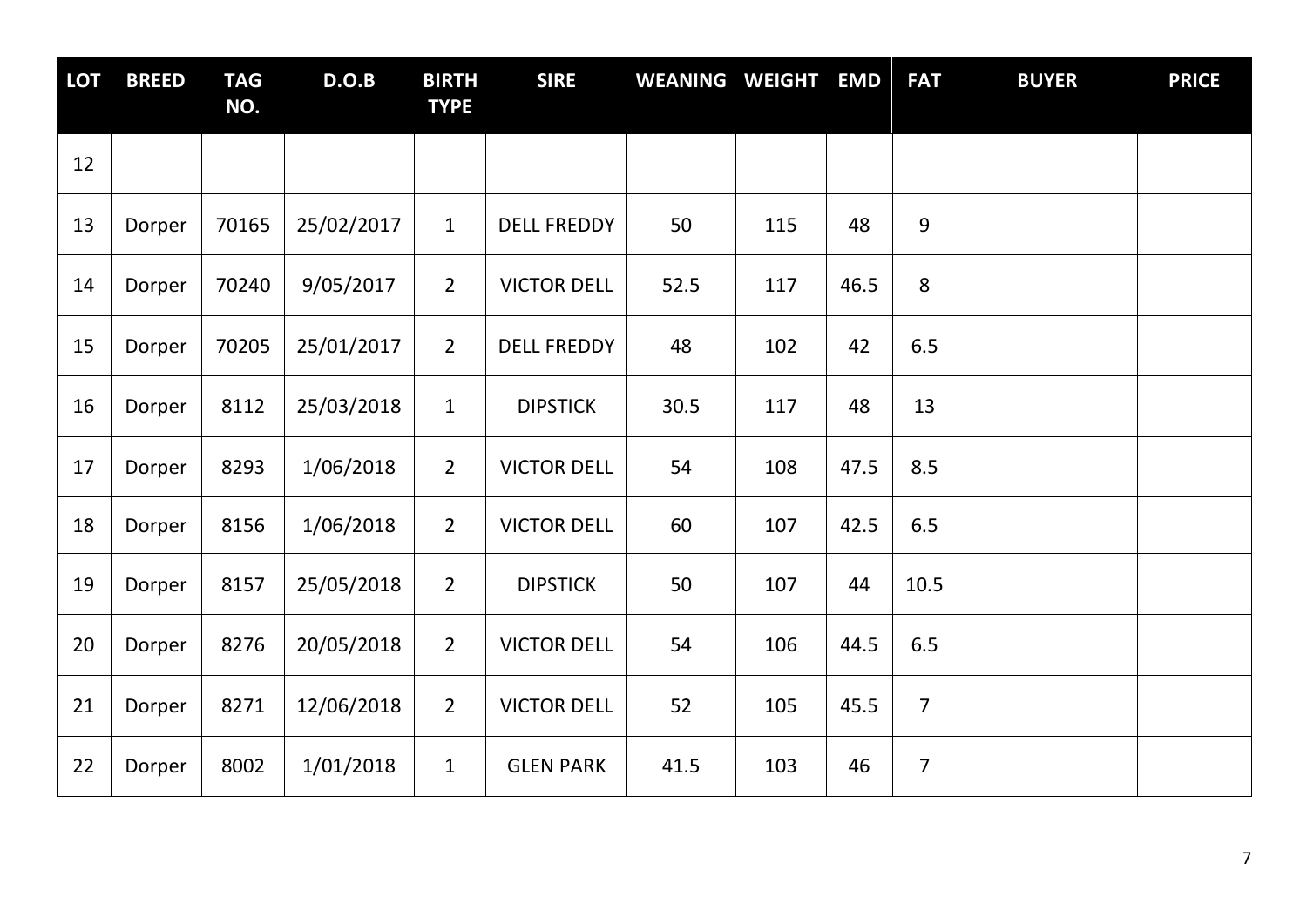| LOT | BREED | TAG NO. | D.O.B | BIRTH TYPE | SIRE | WEANING | WEIGHT | EMD | FAT | BUYER | PRICE |
|---|---|---|---|---|---|---|---|---|---|---|---|
| 12 | | | | | | | | | | | |
| 13 | Dorper | 70165 | 25/02/2017 | 1 | DELL FREDDY | 50 | 115 | 48 | 9 | | |
| 14 | Dorper | 70240 | 9/05/2017 | 2 | VICTOR DELL | 52.5 | 117 | 46.5 | 8 | | |
| 15 | Dorper | 70205 | 25/01/2017 | 2 | DELL FREDDY | 48 | 102 | 42 | 6.5 | | |
| 16 | Dorper | 8112 | 25/03/2018 | 1 | DIPSTICK | 30.5 | 117 | 48 | 13 | | |
| 17 | Dorper | 8293 | 1/06/2018 | 2 | VICTOR DELL | 54 | 108 | 47.5 | 8.5 | | |
| 18 | Dorper | 8156 | 1/06/2018 | 2 | VICTOR DELL | 60 | 107 | 42.5 | 6.5 | | |
| 19 | Dorper | 8157 | 25/05/2018 | 2 | DIPSTICK | 50 | 107 | 44 | 10.5 | | |
| 20 | Dorper | 8276 | 20/05/2018 | 2 | VICTOR DELL | 54 | 106 | 44.5 | 6.5 | | |
| 21 | Dorper | 8271 | 12/06/2018 | 2 | VICTOR DELL | 52 | 105 | 45.5 | 7 | | |
| 22 | Dorper | 8002 | 1/01/2018 | 1 | GLEN PARK | 41.5 | 103 | 46 | 7 | | |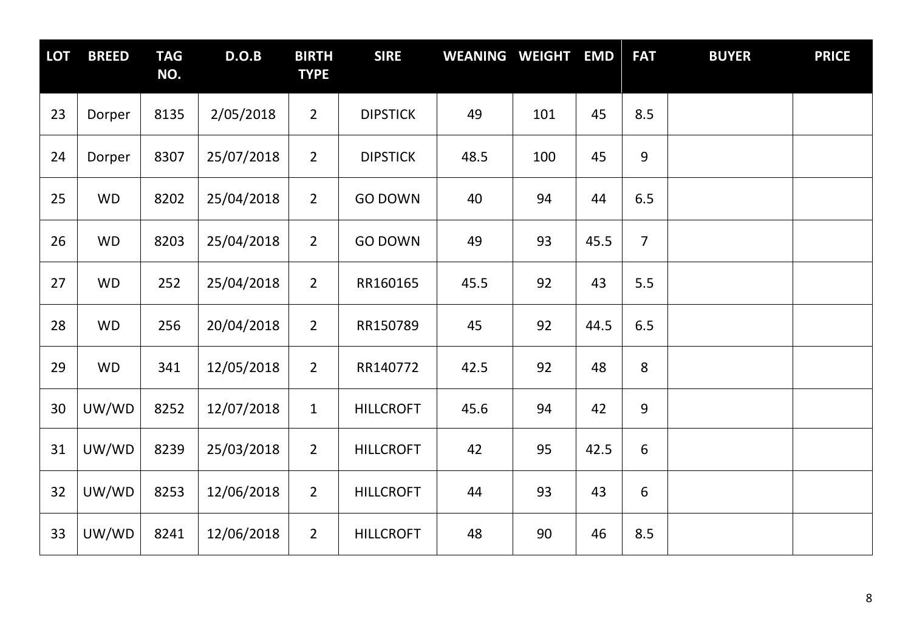| LOT | BREED | TAG NO. | D.O.B | BIRTH TYPE | SIRE | WEANING | WEIGHT | EMD | FAT | BUYER | PRICE |
|---|---|---|---|---|---|---|---|---|---|---|---|
| 23 | Dorper | 8135 | 2/05/2018 | 2 | DIPSTICK | 49 | 101 | 45 | 8.5 | | |
| 24 | Dorper | 8307 | 25/07/2018 | 2 | DIPSTICK | 48.5 | 100 | 45 | 9 | | |
| 25 | WD | 8202 | 25/04/2018 | 2 | GO DOWN | 40 | 94 | 44 | 6.5 | | |
| 26 | WD | 8203 | 25/04/2018 | 2 | GO DOWN | 49 | 93 | 45.5 | 7 | | |
| 27 | WD | 252 | 25/04/2018 | 2 | RR160165 | 45.5 | 92 | 43 | 5.5 | | |
| 28 | WD | 256 | 20/04/2018 | 2 | RR150789 | 45 | 92 | 44.5 | 6.5 | | |
| 29 | WD | 341 | 12/05/2018 | 2 | RR140772 | 42.5 | 92 | 48 | 8 | | |
| 30 | UW/WD | 8252 | 12/07/2018 | 1 | HILLCROFT | 45.6 | 94 | 42 | 9 | | |
| 31 | UW/WD | 8239 | 25/03/2018 | 2 | HILLCROFT | 42 | 95 | 42.5 | 6 | | |
| 32 | UW/WD | 8253 | 12/06/2018 | 2 | HILLCROFT | 44 | 93 | 43 | 6 | | |
| 33 | UW/WD | 8241 | 12/06/2018 | 2 | HILLCROFT | 48 | 90 | 46 | 8.5 | | |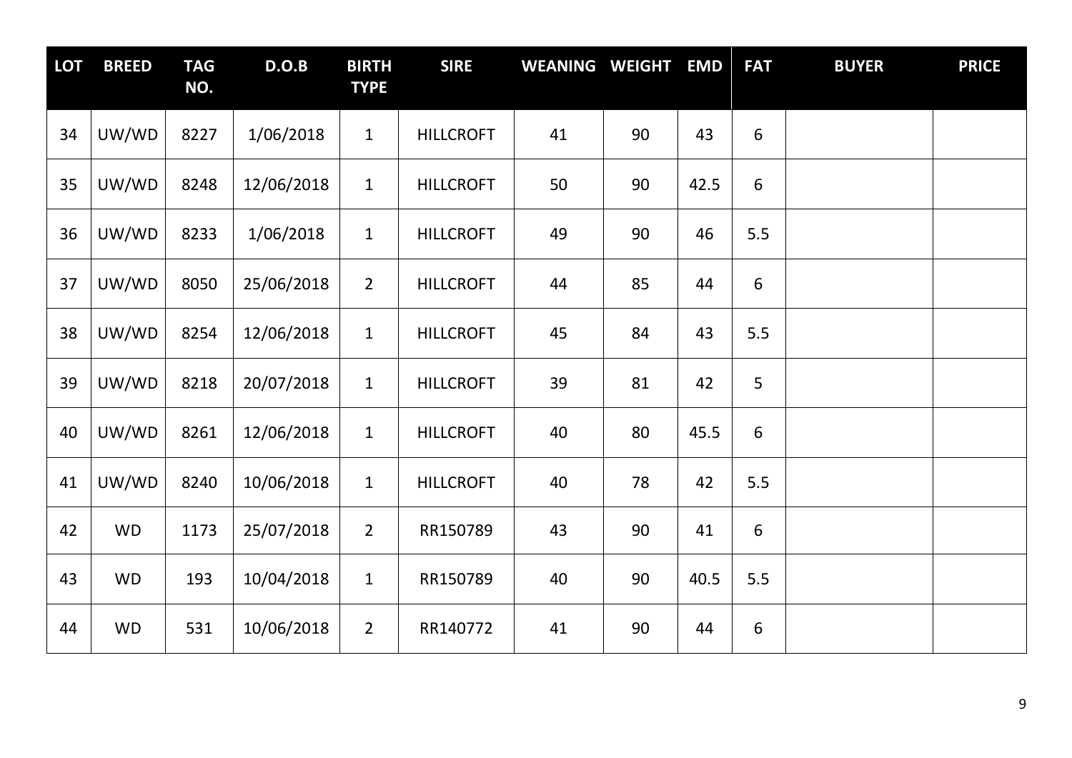| LOT | BREED | TAG NO. | D.O.B | BIRTH TYPE | SIRE | WEANING | WEIGHT | EMD | FAT | BUYER | PRICE |
|---|---|---|---|---|---|---|---|---|---|---|---|
| 34 | UW/WD | 8227 | 1/06/2018 | 1 | HILLCROFT | 41 | 90 | 43 | 6 | | |
| 35 | UW/WD | 8248 | 12/06/2018 | 1 | HILLCROFT | 50 | 90 | 42.5 | 6 | | |
| 36 | UW/WD | 8233 | 1/06/2018 | 1 | HILLCROFT | 49 | 90 | 46 | 5.5 | | |
| 37 | UW/WD | 8050 | 25/06/2018 | 2 | HILLCROFT | 44 | 85 | 44 | 6 | | |
| 38 | UW/WD | 8254 | 12/06/2018 | 1 | HILLCROFT | 45 | 84 | 43 | 5.5 | | |
| 39 | UW/WD | 8218 | 20/07/2018 | 1 | HILLCROFT | 39 | 81 | 42 | 5 | | |
| 40 | UW/WD | 8261 | 12/06/2018 | 1 | HILLCROFT | 40 | 80 | 45.5 | 6 | | |
| 41 | UW/WD | 8240 | 10/06/2018 | 1 | HILLCROFT | 40 | 78 | 42 | 5.5 | | |
| 42 | WD | 1173 | 25/07/2018 | 2 | RR150789 | 43 | 90 | 41 | 6 | | |
| 43 | WD | 193 | 10/04/2018 | 1 | RR150789 | 40 | 90 | 40.5 | 5.5 | | |
| 44 | WD | 531 | 10/06/2018 | 2 | RR140772 | 41 | 90 | 44 | 6 | | |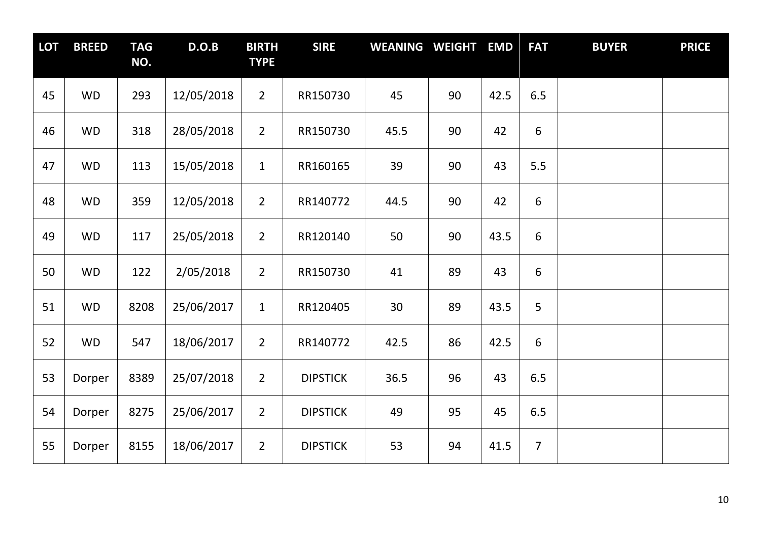| LOT | BREED | TAG NO. | D.O.B | BIRTH TYPE | SIRE | WEANING | WEIGHT | EMD | FAT | BUYER | PRICE |
|---|---|---|---|---|---|---|---|---|---|---|---|
| 45 | WD | 293 | 12/05/2018 | 2 | RR150730 | 45 | 90 | 42.5 | 6.5 | | |
| 46 | WD | 318 | 28/05/2018 | 2 | RR150730 | 45.5 | 90 | 42 | 6 | | |
| 47 | WD | 113 | 15/05/2018 | 1 | RR160165 | 39 | 90 | 43 | 5.5 | | |
| 48 | WD | 359 | 12/05/2018 | 2 | RR140772 | 44.5 | 90 | 42 | 6 | | |
| 49 | WD | 117 | 25/05/2018 | 2 | RR120140 | 50 | 90 | 43.5 | 6 | | |
| 50 | WD | 122 | 2/05/2018 | 2 | RR150730 | 41 | 89 | 43 | 6 | | |
| 51 | WD | 8208 | 25/06/2017 | 1 | RR120405 | 30 | 89 | 43.5 | 5 | | |
| 52 | WD | 547 | 18/06/2017 | 2 | RR140772 | 42.5 | 86 | 42.5 | 6 | | |
| 53 | Dorper | 8389 | 25/07/2018 | 2 | DIPSTICK | 36.5 | 96 | 43 | 6.5 | | |
| 54 | Dorper | 8275 | 25/06/2017 | 2 | DIPSTICK | 49 | 95 | 45 | 6.5 | | |
| 55 | Dorper | 8155 | 18/06/2017 | 2 | DIPSTICK | 53 | 94 | 41.5 | 7 | | |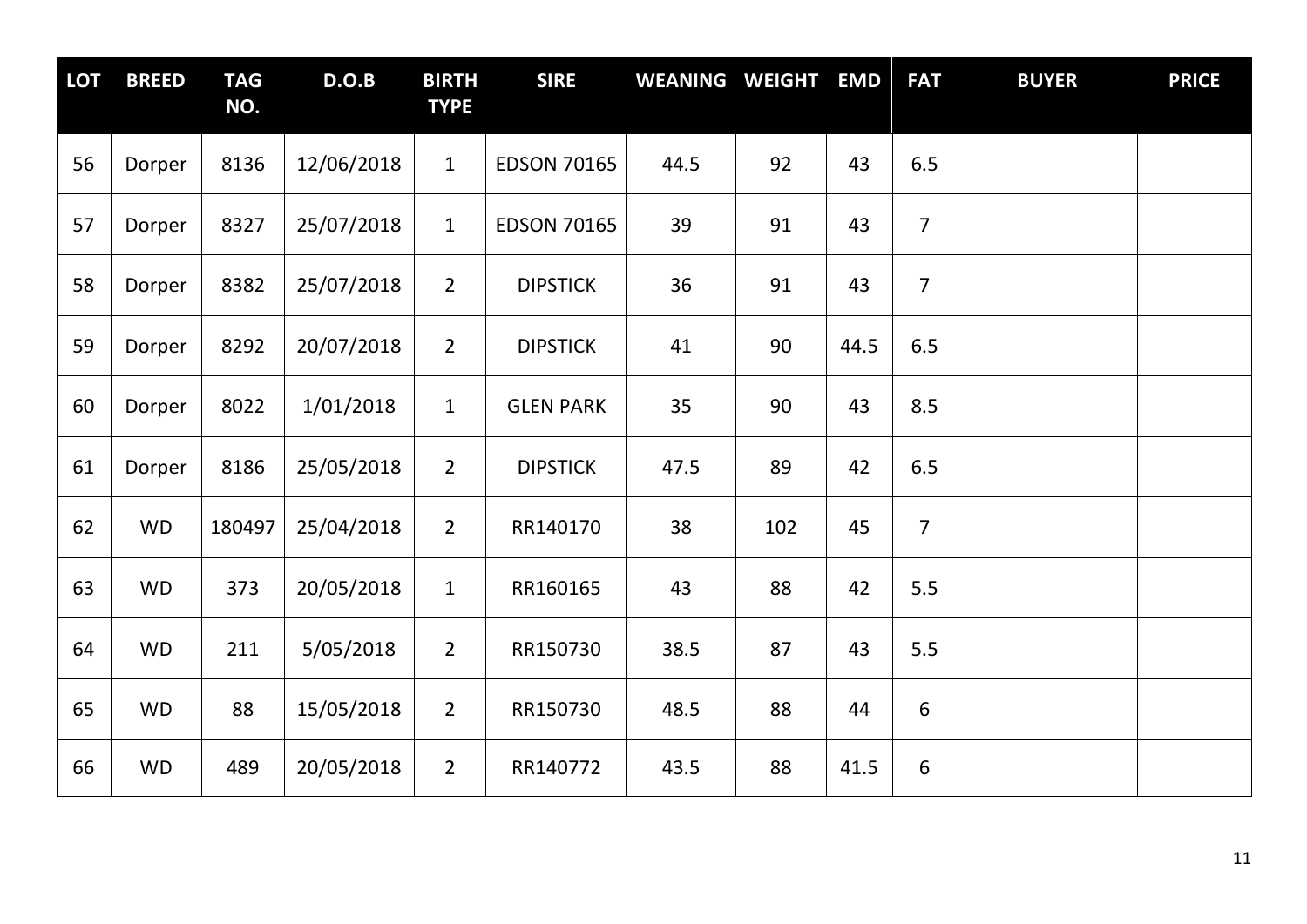| LOT | BREED | TAG NO. | D.O.B | BIRTH TYPE | SIRE | WEANING | WEIGHT | EMD | FAT | BUYER | PRICE |
|---|---|---|---|---|---|---|---|---|---|---|---|
| 56 | Dorper | 8136 | 12/06/2018 | 1 | EDSON 70165 | 44.5 | 92 | 43 | 6.5 | | |
| 57 | Dorper | 8327 | 25/07/2018 | 1 | EDSON 70165 | 39 | 91 | 43 | 7 | | |
| 58 | Dorper | 8382 | 25/07/2018 | 2 | DIPSTICK | 36 | 91 | 43 | 7 | | |
| 59 | Dorper | 8292 | 20/07/2018 | 2 | DIPSTICK | 41 | 90 | 44.5 | 6.5 | | |
| 60 | Dorper | 8022 | 1/01/2018 | 1 | GLEN PARK | 35 | 90 | 43 | 8.5 | | |
| 61 | Dorper | 8186 | 25/05/2018 | 2 | DIPSTICK | 47.5 | 89 | 42 | 6.5 | | |
| 62 | WD | 180497 | 25/04/2018 | 2 | RR140170 | 38 | 102 | 45 | 7 | | |
| 63 | WD | 373 | 20/05/2018 | 1 | RR160165 | 43 | 88 | 42 | 5.5 | | |
| 64 | WD | 211 | 5/05/2018 | 2 | RR150730 | 38.5 | 87 | 43 | 5.5 | | |
| 65 | WD | 88 | 15/05/2018 | 2 | RR150730 | 48.5 | 88 | 44 | 6 | | |
| 66 | WD | 489 | 20/05/2018 | 2 | RR140772 | 43.5 | 88 | 41.5 | 6 | | |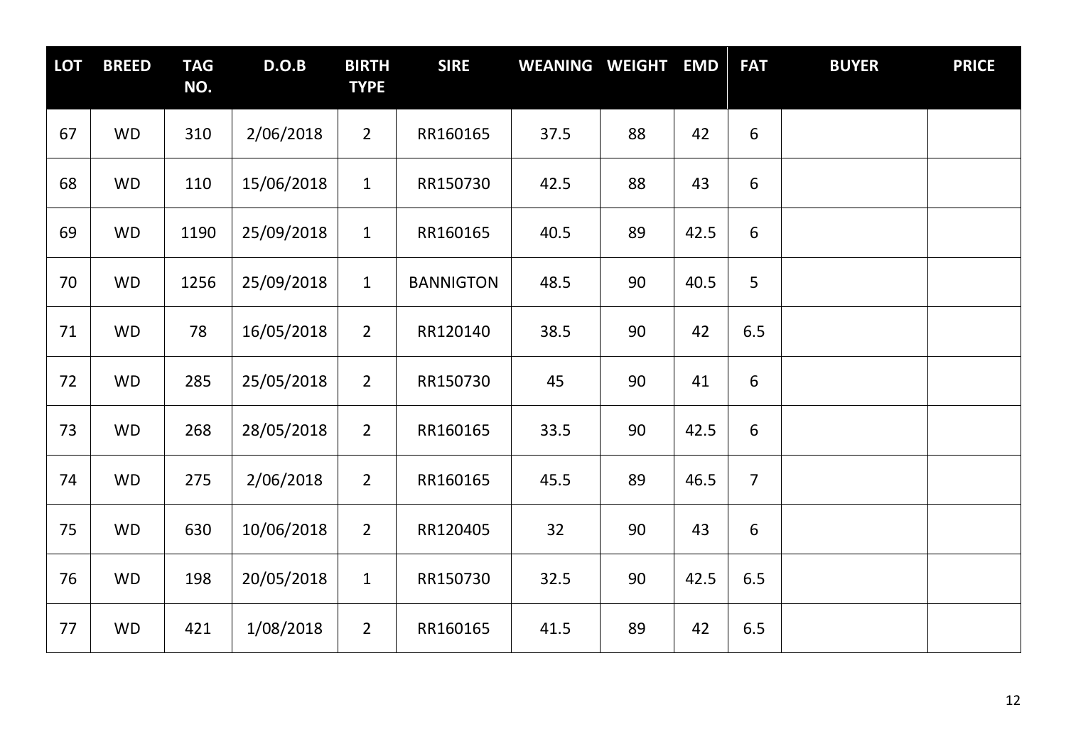| LOT | BREED | TAG NO. | D.O.B | BIRTH TYPE | SIRE | WEANING | WEIGHT | EMD | FAT | BUYER | PRICE |
|---|---|---|---|---|---|---|---|---|---|---|---|
| 67 | WD | 310 | 2/06/2018 | 2 | RR160165 | 37.5 | 88 | 42 | 6 | | |
| 68 | WD | 110 | 15/06/2018 | 1 | RR150730 | 42.5 | 88 | 43 | 6 | | |
| 69 | WD | 1190 | 25/09/2018 | 1 | RR160165 | 40.5 | 89 | 42.5 | 6 | | |
| 70 | WD | 1256 | 25/09/2018 | 1 | BANNIGTON | 48.5 | 90 | 40.5 | 5 | | |
| 71 | WD | 78 | 16/05/2018 | 2 | RR120140 | 38.5 | 90 | 42 | 6.5 | | |
| 72 | WD | 285 | 25/05/2018 | 2 | RR150730 | 45 | 90 | 41 | 6 | | |
| 73 | WD | 268 | 28/05/2018 | 2 | RR160165 | 33.5 | 90 | 42.5 | 6 | | |
| 74 | WD | 275 | 2/06/2018 | 2 | RR160165 | 45.5 | 89 | 46.5 | 7 | | |
| 75 | WD | 630 | 10/06/2018 | 2 | RR120405 | 32 | 90 | 43 | 6 | | |
| 76 | WD | 198 | 20/05/2018 | 1 | RR150730 | 32.5 | 90 | 42.5 | 6.5 | | |
| 77 | WD | 421 | 1/08/2018 | 2 | RR160165 | 41.5 | 89 | 42 | 6.5 | | |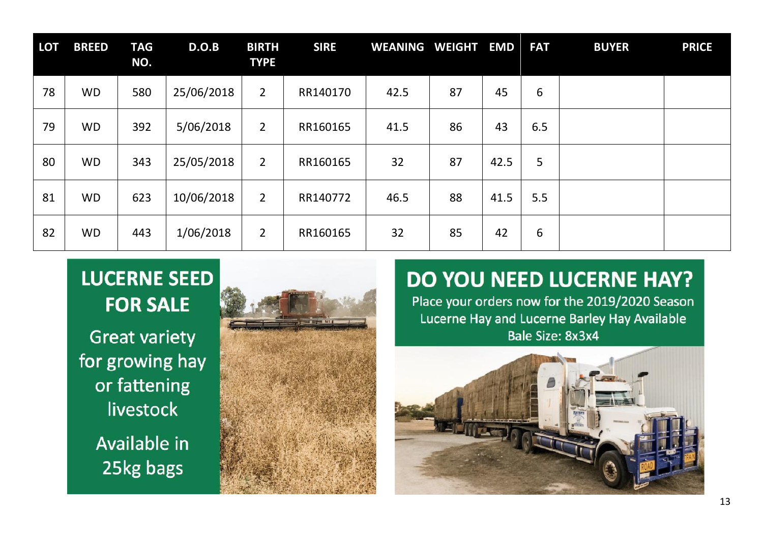| LOT | BREED | TAG NO. | D.O.B | BIRTH TYPE | SIRE | WEANING | WEIGHT | EMD | FAT | BUYER | PRICE |
|---|---|---|---|---|---|---|---|---|---|---|---|
| 78 | WD | 580 | 25/06/2018 | 2 | RR140170 | 42.5 | 87 | 45 | 6 | | |
| 79 | WD | 392 | 5/06/2018 | 2 | RR160165 | 41.5 | 86 | 43 | 6.5 | | |
| 80 | WD | 343 | 25/05/2018 | 2 | RR160165 | 32 | 87 | 42.5 | 5 | | |
| 81 | WD | 623 | 10/06/2018 | 2 | RR140772 | 46.5 | 88 | 41.5 | 5.5 | | |
| 82 | WD | 443 | 1/06/2018 | 2 | RR160165 | 32 | 85 | 42 | 6 | | |

## LUCERNE SEED FOR SALE

Great variety for growing hay or fattening livestock

Available in 25kg bags

## DO YOU NEED LUCERNE HAY?

Place your orders now for the 2019/2020 Season

Lucerne Hay and Lucerne Barley Hay Available

Bale Size: 8x3x4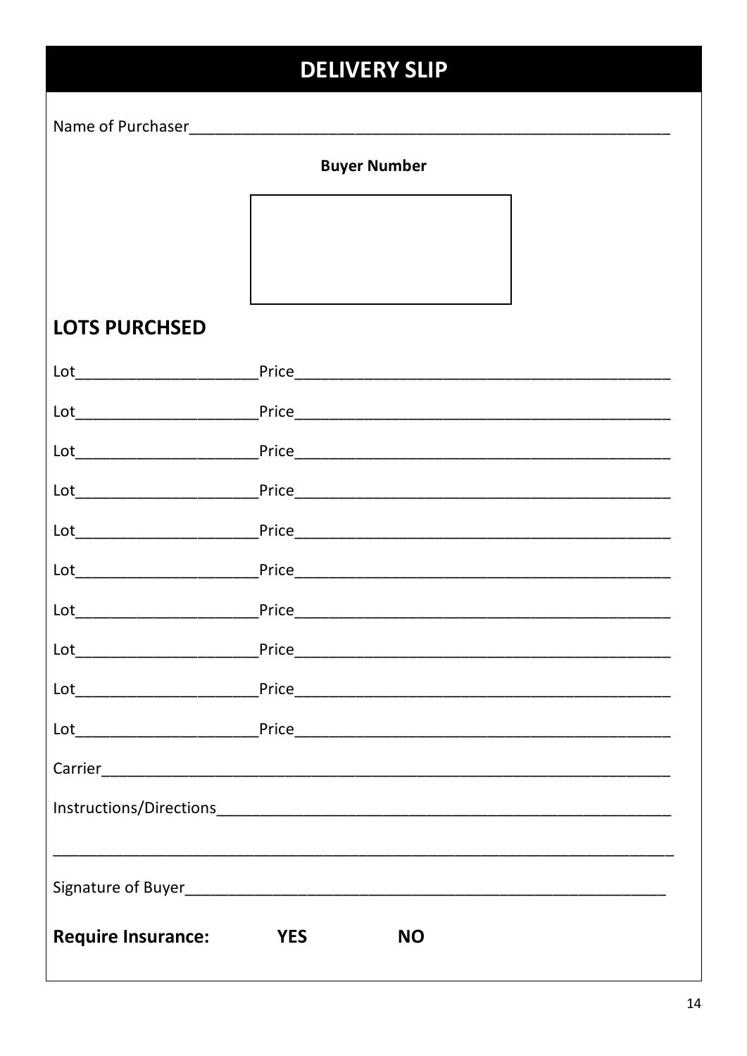# DELIVERY SLIP

Name of Purchaser________________________________________________________

**Buyer Number**

| |
|---|
| |

## LOTS PURCHSED

Lot____________________Price__________________________________________

Lot____________________Price__________________________________________

Lot____________________Price__________________________________________

Lot____________________Price__________________________________________

Lot____________________Price__________________________________________

Lot____________________Price__________________________________________

Lot____________________Price__________________________________________

Lot____________________Price__________________________________________

Lot____________________Price__________________________________________

Lot____________________Price__________________________________________

Carrier_______________________________________________________________

Instructions/Directions_________________________________________________

______________________________________________________________________

Signature of Buyer______________________________________________________

**Require Insurance:** **YES** **NO**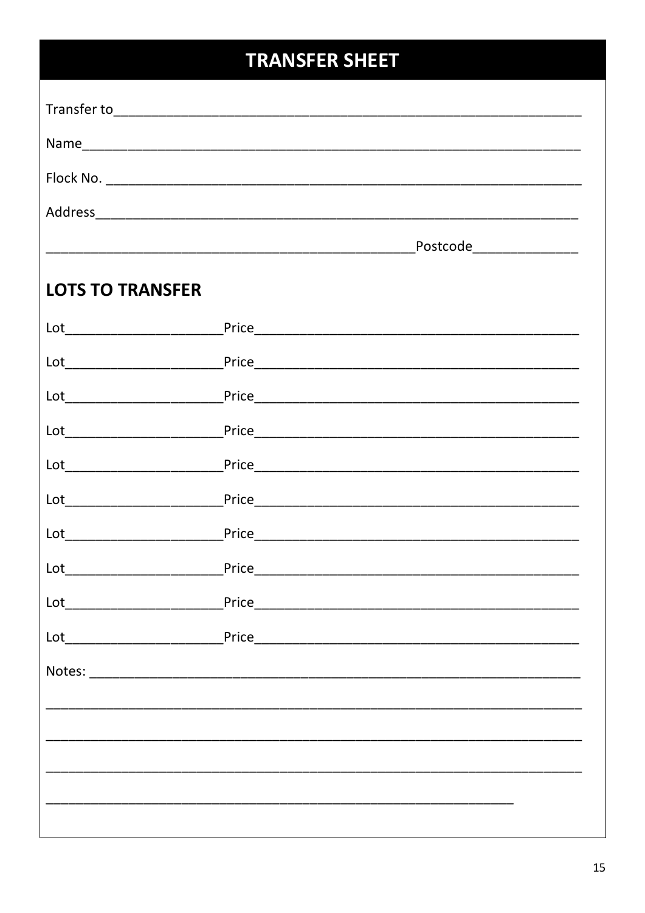# TRANSFER SHEET

Transfer to_______________________________________________________________

Name____________________________________________________________________

Flock No. _______________________________________________________________

Address_________________________________________________________________

_____________________________________________Postcode______________

## LOTS TO TRANSFER

Lot____________________Price__________________________________________

Lot____________________Price__________________________________________

Lot____________________Price__________________________________________

Lot____________________Price__________________________________________

Lot____________________Price__________________________________________

Lot____________________Price__________________________________________

Lot____________________Price__________________________________________

Lot____________________Price__________________________________________

Lot____________________Price__________________________________________

Lot____________________Price__________________________________________

Notes: _________________________________________________________________

_______________________________________________________________________

_______________________________________________________________________

_______________________________________________________________________

___________________________________________________________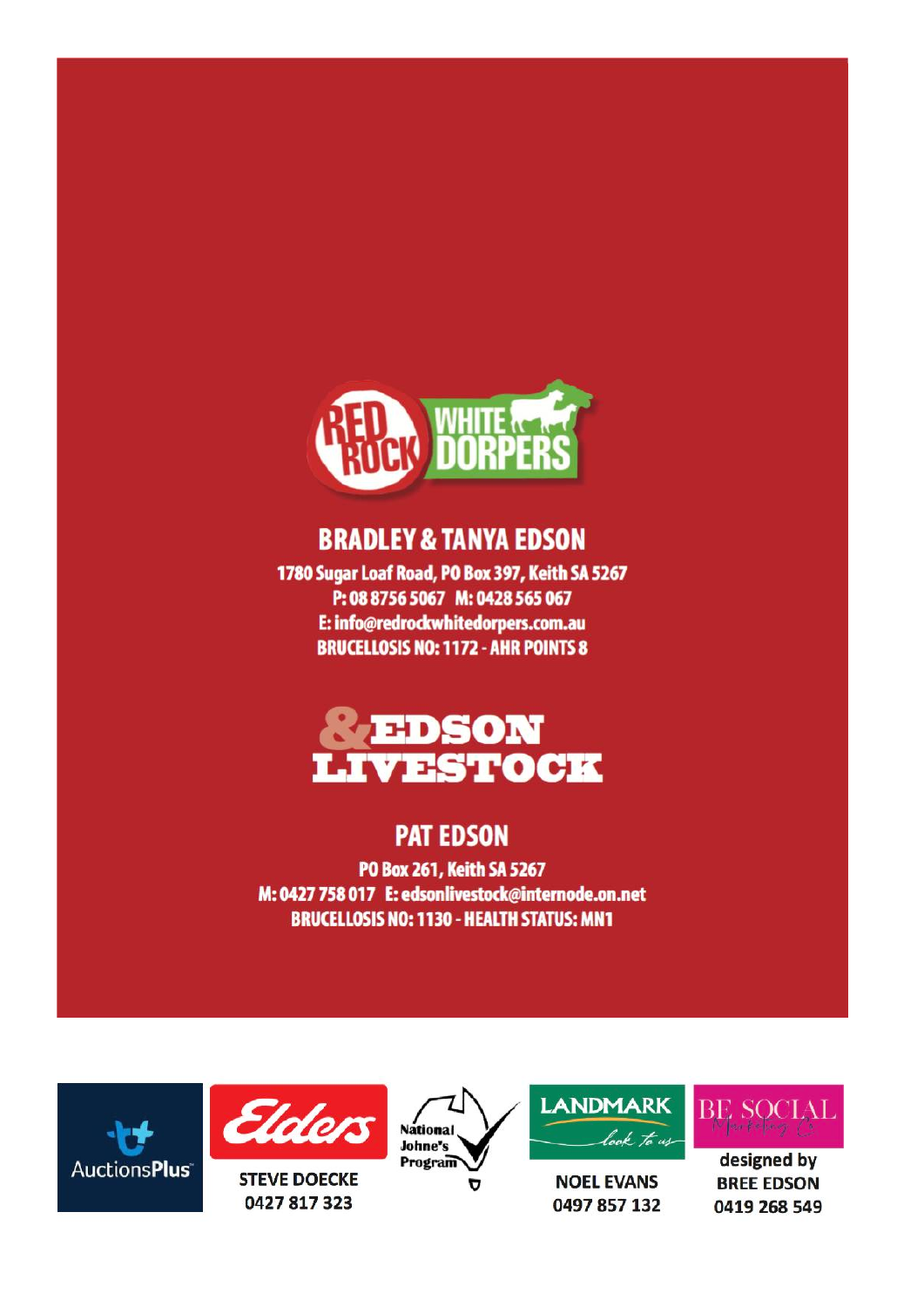RED ROCK WHITE DORPERS

## BRADLEY & TANYA EDSON

1780 Sugar Loaf Road, PO Box 397, Keith SA 5267
P: 08 8756 5067 M: 0428 565 067
E: info@redrockwhitedorpers.com.au
BRUCELLOSIS NO: 1172 - AHR POINTS 8

& EDSON LIVESTOCK

## PAT EDSON

PO Box 261, Keith SA 5267
M: 0427 758 017 E: edsonlivestock@internode.on.net
BRUCELLOSIS NO: 1130 - HEALTH STATUS: MN1

AuctionsPlus

Elders
STEVE DOECKE
0427 817 323

National Johne's Program

LANDMARK look to us
NOEL EVANS
0497 857 132

BE SOCIAL Marketing Co
designed by
BREE EDSON
0419 268 549